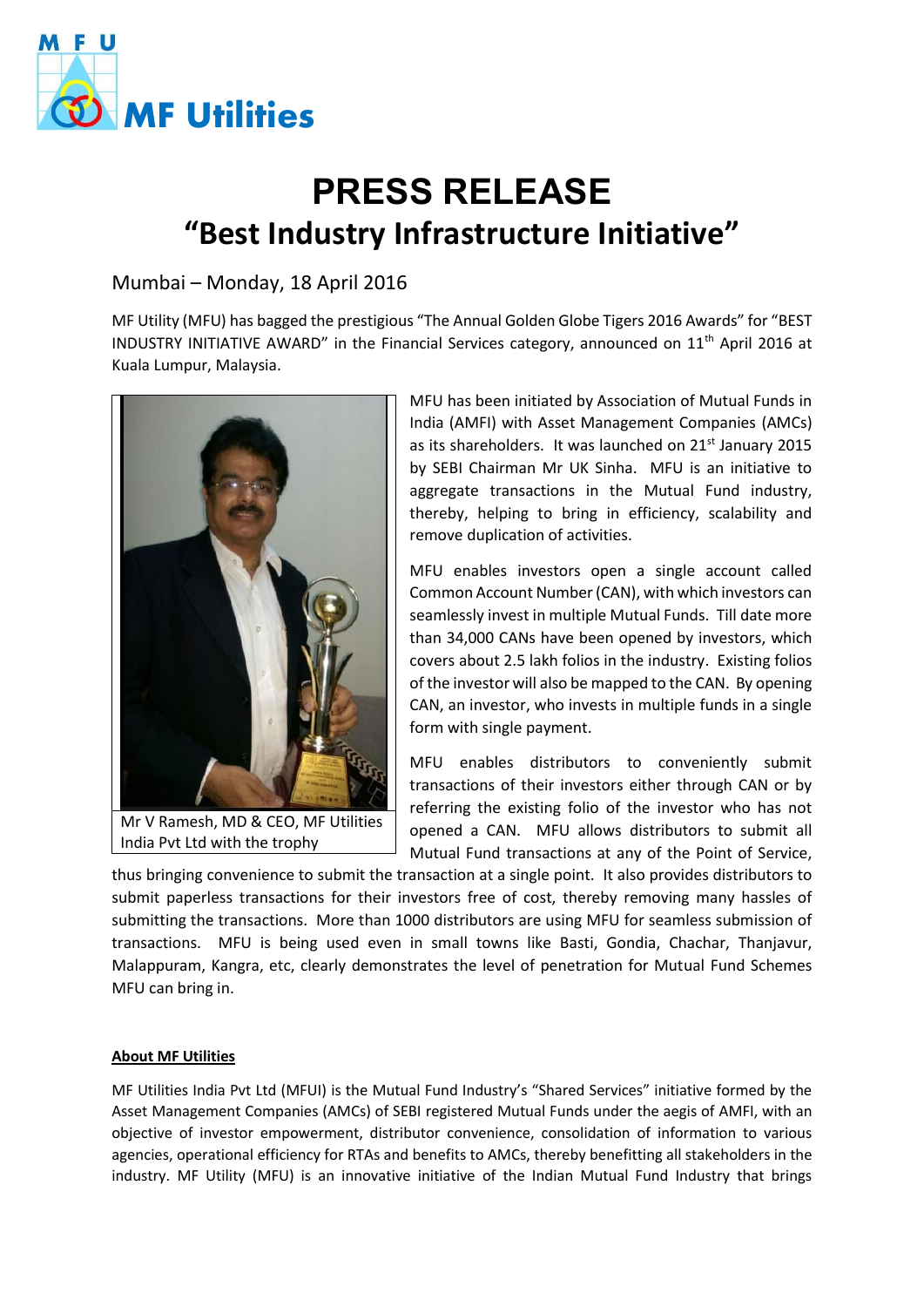# PRESS RELEASE

## "Best Industry Infrastructure Initiative"

Mumbai – Monday, 18 April 2016

MF Utility (MFU) has bagged the prestigious "The Annual Golden Globe Tigers 2016 Awards" for "BEST INDUSTRY INITIATIVE AWARD" in the Financial Services category, announced on 11th April 2016 at Kuala Lumpur, Malaysia.

Mr V Ramesh, MD & CEO, MF Utilities India Pvt Ltd with the trophy

MFU has been initiated by Association of Mutual Funds in India (AMFI) with Asset Management Companies (AMCs) as its shareholders. It was launched on 21st January 2015 by SEBI Chairman Mr UK Sinha. MFU is an initiative to aggregate transactions in the Mutual Fund industry, thereby, helping to bring in efficiency, scalability and remove duplication of activities.

MFU enables investors open a single account called Common Account Number (CAN), with which investors can seamlessly invest in multiple Mutual Funds. Till date more than 34,000 CANs have been opened by investors, which covers about 2.5 lakh folios in the industry. Existing folios of the investor will also be mapped to the CAN. By opening CAN, an investor, who invests in multiple funds in a single form with single payment.

MFU enables distributors to conveniently submit transactions of their investors either through CAN or by referring the existing folio of the investor who has not opened a CAN. MFU allows distributors to submit all Mutual Fund transactions at any of the Point of Service, thus bringing convenience to submit the transaction at a single point. It also provides distributors to submit paperless transactions for their investors free of cost, thereby removing many hassles of submitting the transactions. More than 1000 distributors are using MFU for seamless submission of transactions. MFU is being used even in small towns like Basti, Gondia, Chachar, Thanjavur, Malappuram, Kangra, etc, clearly demonstrates the level of penetration for Mutual Fund Schemes MFU can bring in.

**About MF Utilities**

MF Utilities India Pvt Ltd (MFUI) is the Mutual Fund Industry's "Shared Services" initiative formed by the Asset Management Companies (AMCs) of SEBI registered Mutual Funds under the aegis of AMFI, with an objective of investor empowerment, distributor convenience, consolidation of information to various agencies, operational efficiency for RTAs and benefits to AMCs, thereby benefitting all stakeholders in the industry. MF Utility (MFU) is an innovative initiative of the Indian Mutual Fund Industry that brings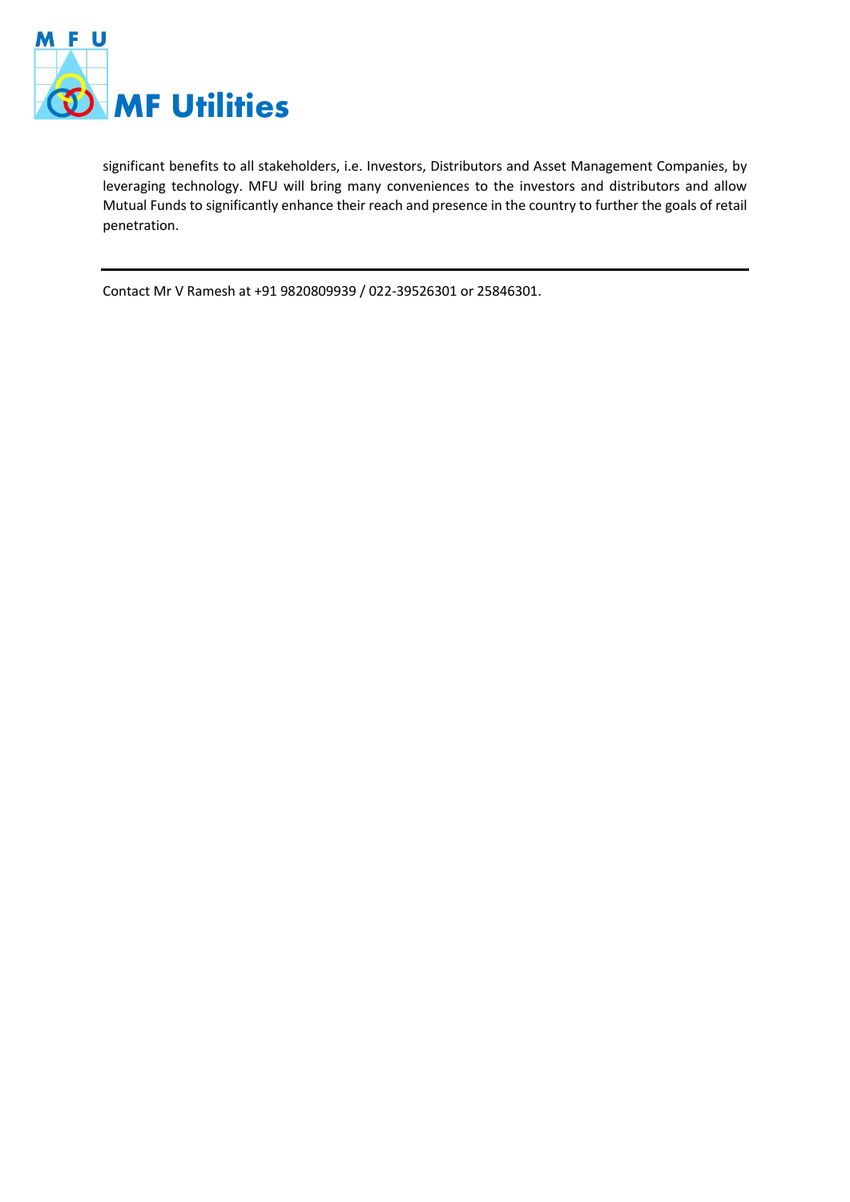significant benefits to all stakeholders, i.e. Investors, Distributors and Asset Management Companies, by leveraging technology. MFU will bring many conveniences to the investors and distributors and allow Mutual Funds to significantly enhance their reach and presence in the country to further the goals of retail penetration.

---

Contact Mr V Ramesh at +91 9820809939 / 022-39526301 or 25846301.